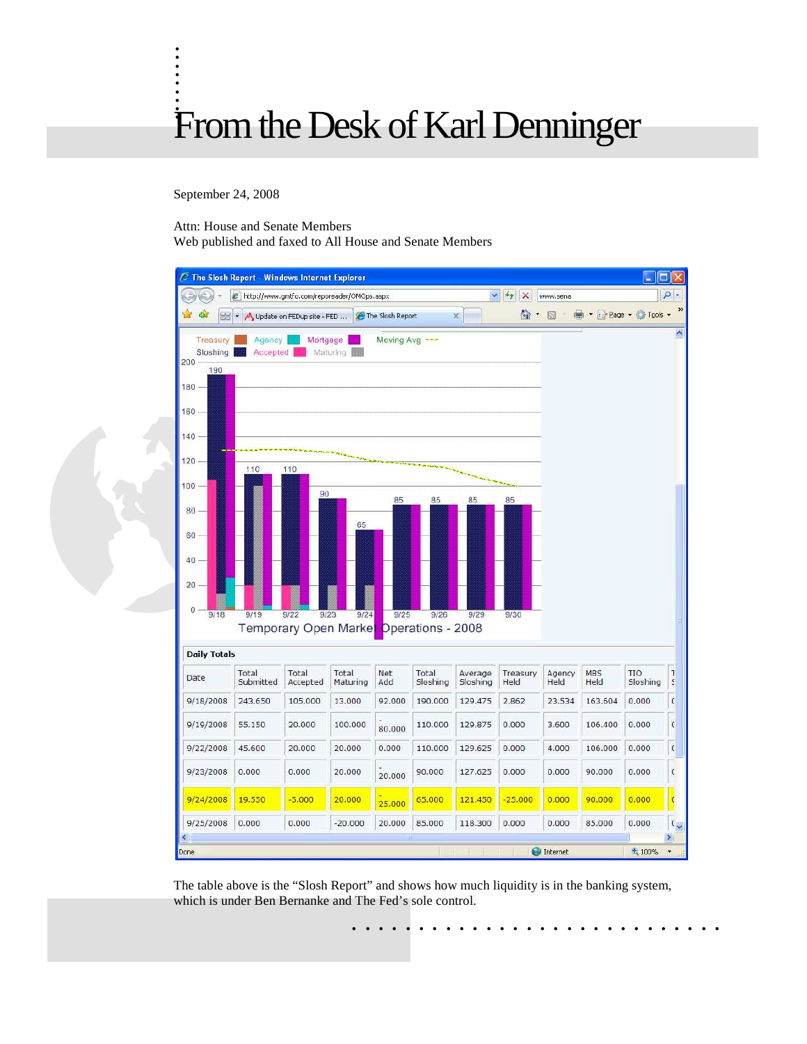# From the Desk of Karl Denninger

September 24, 2008

Attn: House and Senate Members
Web published and faxed to All House and Senate Members

**Daily Totals**

| Date | Total Submitted | Total Accepted | Total Maturing | Net Add | Total Sloshing | Average Sloshing | Treasury Held | Agency Held | MBS Held | TIO Sloshing |
|---|---|---|---|---|---|---|---|---|---|---|
| 9/18/2008 | 243.650 | 105.000 | 13.000 | 92.000 | 190.000 | 129.475 | 2.862 | 23.534 | 163.604 | 0.000 |
| 9/19/2008 | 55.150 | 20.000 | 100.000 | -80.000 | 110.000 | 129.875 | 0.000 | 3.600 | 106.400 | 0.000 |
| 9/22/2008 | 45.600 | 20.000 | 20.000 | 0.000 | 110.000 | 129.625 | 0.000 | 4.000 | 106.000 | 0.000 |
| 9/23/2008 | 0.000 | 0.000 | 20.000 | -20.000 | 90.000 | 127.625 | 0.000 | 0.000 | 90.000 | 0.000 |
| 9/24/2008 | 19.550 | -5.000 | 20.000 | -25.000 | 65.000 | 121.450 | -25.000 | 0.000 | 90.000 | 0.000 |
| 9/25/2008 | 0.000 | 0.000 | -20.000 | 20.000 | 85.000 | 118.300 | 0.000 | 0.000 | 85.000 | 0.000 |

The table above is the "Slosh Report" and shows how much liquidity is in the banking system, which is under Ben Bernanke and The Fed's sole control.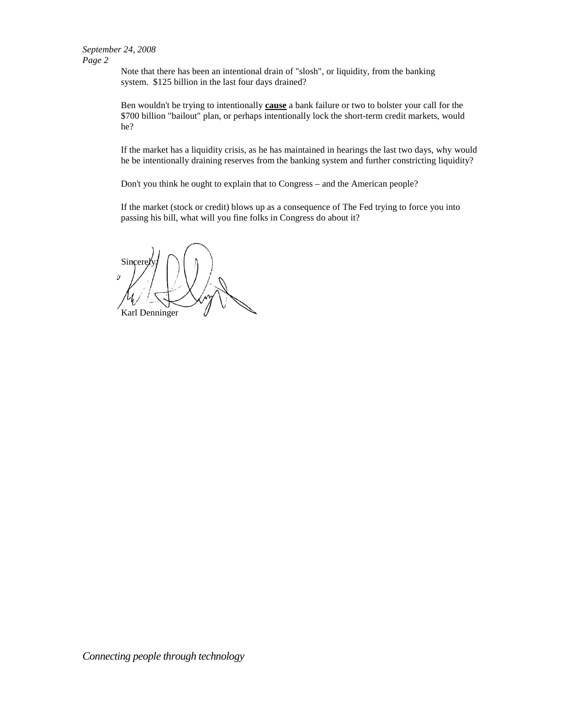Note that there has been an intentional drain of "slosh", or liquidity, from the banking system.  $125 billion in the last four days drained?

Ben wouldn't be trying to intentionally **cause** a bank failure or two to bolster your call for the $700 billion "bailout" plan, or perhaps intentionally lock the short-term credit markets, would he?

If the market has a liquidity crisis, as he has maintained in hearings the last two days, why would he be intentionally draining reserves from the banking system and further constricting liquidity?

Don't you think he ought to explain that to Congress – and the American people?

If the market (stock or credit) blows up as a consequence of The Fed trying to force you into passing his bill, what will you fine folks in Congress do about it?

Sincerely,

Karl Denninger